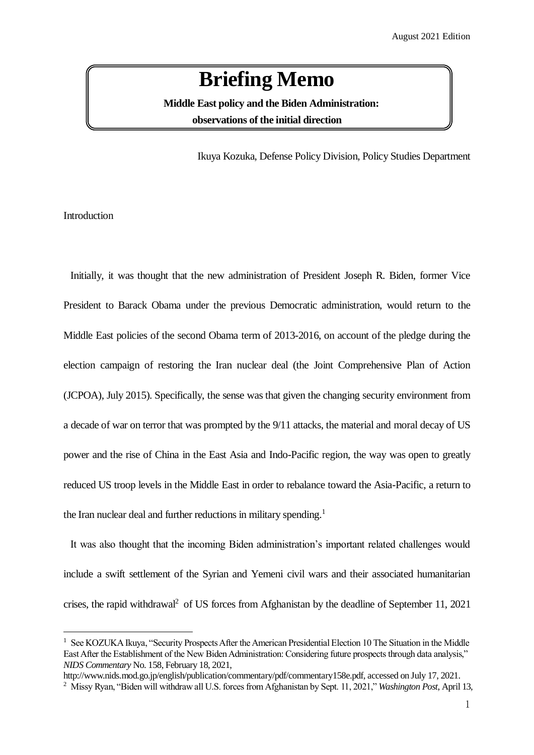August 2021 Edition

# Briefing Memo

**Middle East policy and the Biden Administration: observations of the initial direction**

Ikuya Kozuka, Defense Policy Division, Policy Studies Department

## Introduction

Initially, it was thought that the new administration of President Joseph R. Biden, former Vice President to Barack Obama under the previous Democratic administration, would return to the Middle East policies of the second Obama term of 2013-2016, on account of the pledge during the election campaign of restoring the Iran nuclear deal (the Joint Comprehensive Plan of Action (JCPOA), July 2015). Specifically, the sense was that given the changing security environment from a decade of war on terror that was prompted by the 9/11 attacks, the material and moral decay of US power and the rise of China in the East Asia and Indo-Pacific region, the way was open to greatly reduced US troop levels in the Middle East in order to rebalance toward the Asia-Pacific, a return to the Iran nuclear deal and further reductions in military spending.[1]

It was also thought that the incoming Biden administration's important related challenges would include a swift settlement of the Syrian and Yemeni civil wars and their associated humanitarian crises, the rapid withdrawal[2] of US forces from Afghanistan by the deadline of September 11, 2021

---

[1] See KOZUKA Ikuya, "Security Prospects After the American Presidential Election 10 The Situation in the Middle East After the Establishment of the New Biden Administration: Considering future prospects through data analysis," *NIDS Commentary* No. 158, February 18, 2021, http://www.nids.mod.go.jp/english/publication/commentary/pdf/commentary158e.pdf, accessed on July 17, 2021.

[2] Missy Ryan, "Biden will withdraw all U.S. forces from Afghanistan by Sept. 11, 2021," *Washington Post*, April 13,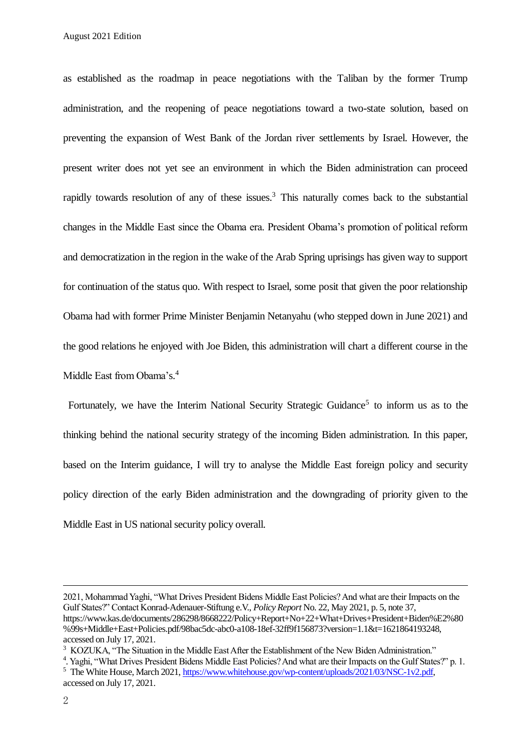as established as the roadmap in peace negotiations with the Taliban by the former Trump administration, and the reopening of peace negotiations toward a two-state solution, based on preventing the expansion of West Bank of the Jordan river settlements by Israel. However, the present writer does not yet see an environment in which the Biden administration can proceed rapidly towards resolution of any of these issues.[3] This naturally comes back to the substantial changes in the Middle East since the Obama era. President Obama's promotion of political reform and democratization in the region in the wake of the Arab Spring uprisings has given way to support for continuation of the status quo. With respect to Israel, some posit that given the poor relationship Obama had with former Prime Minister Benjamin Netanyahu (who stepped down in June 2021) and the good relations he enjoyed with Joe Biden, this administration will chart a different course in the Middle East from Obama's.[4]

Fortunately, we have the Interim National Security Strategic Guidance[5] to inform us as to the thinking behind the national security strategy of the incoming Biden administration. In this paper, based on the Interim guidance, I will try to analyse the Middle East foreign policy and security policy direction of the early Biden administration and the downgrading of priority given to the Middle East in US national security policy overall.

---

2021, Mohammad Yaghi, "What Drives President Bidens Middle East Policies? And what are their Impacts on the Gulf States?" Contact Konrad-Adenauer-Stiftung e.V., *Policy Report* No. 22, May 2021, p. 5, note 37, https://www.kas.de/documents/286298/8668222/Policy+Report+No+22+What+Drives+President+Biden%E2%80%99s+Middle+East+Policies.pdf/98bac5dc-abc0-a108-18ef-32ff9f156873?version=1.1&t=1621864193248, accessed on July 17, 2021.

[3] KOZUKA, "The Situation in the Middle East After the Establishment of the New Biden Administration."

[4]. Yaghi, "What Drives President Bidens Middle East Policies? And what are their Impacts on the Gulf States?" p. 1.

[5] The White House, March 2021, https://www.whitehouse.gov/wp-content/uploads/2021/03/NSC-1v2.pdf, accessed on July 17, 2021.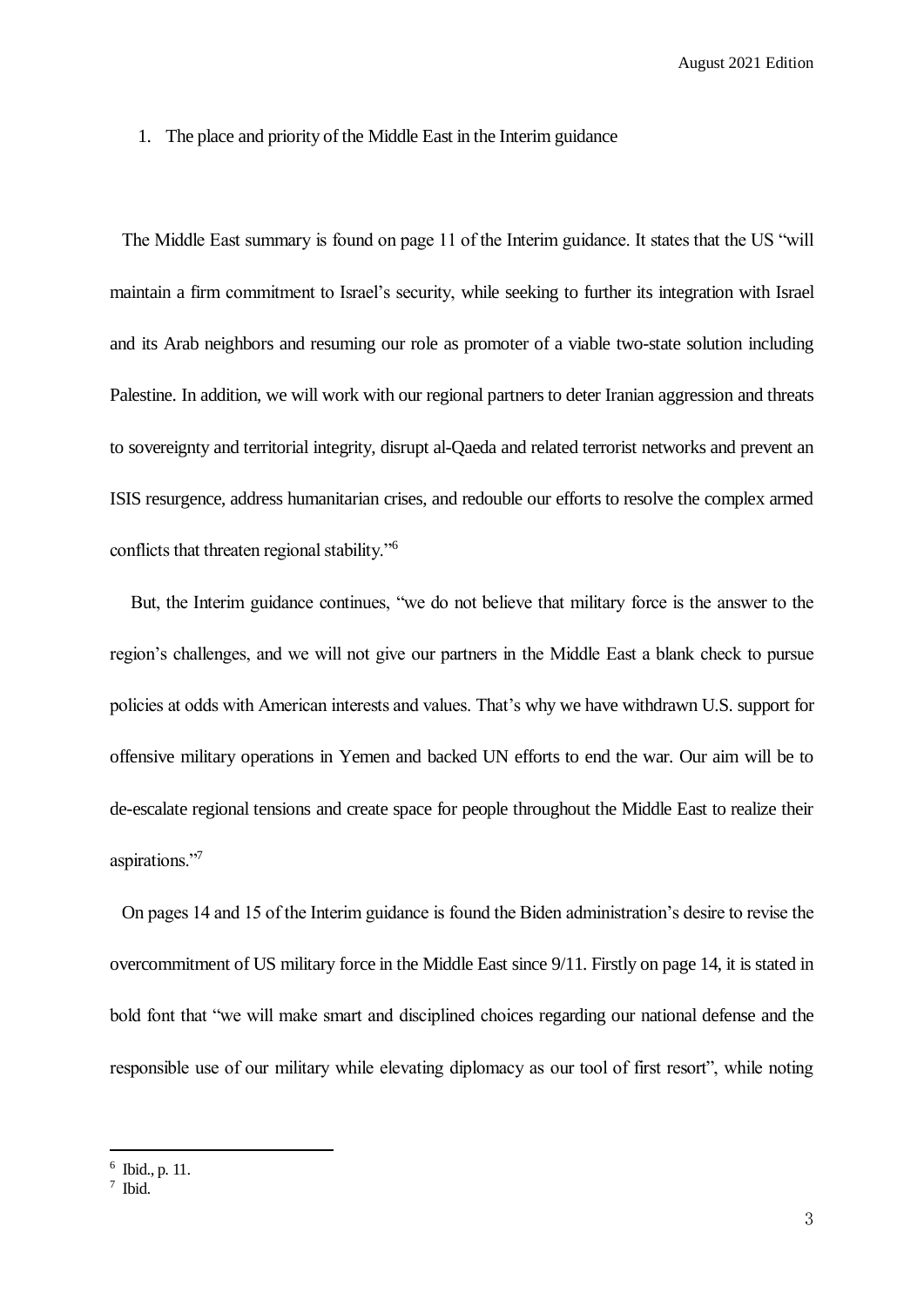1. The place and priority of the Middle East in the Interim guidance

The Middle East summary is found on page 11 of the Interim guidance. It states that the US "will maintain a firm commitment to Israel's security, while seeking to further its integration with Israel and its Arab neighbors and resuming our role as promoter of a viable two-state solution including Palestine. In addition, we will work with our regional partners to deter Iranian aggression and threats to sovereignty and territorial integrity, disrupt al-Qaeda and related terrorist networks and prevent an ISIS resurgence, address humanitarian crises, and redouble our efforts to resolve the complex armed conflicts that threaten regional stability."[6]

But, the Interim guidance continues, "we do not believe that military force is the answer to the region's challenges, and we will not give our partners in the Middle East a blank check to pursue policies at odds with American interests and values. That's why we have withdrawn U.S. support for offensive military operations in Yemen and backed UN efforts to end the war. Our aim will be to de-escalate regional tensions and create space for people throughout the Middle East to realize their aspirations."[7]

On pages 14 and 15 of the Interim guidance is found the Biden administration's desire to revise the overcommitment of US military force in the Middle East since 9/11. Firstly on page 14, it is stated in bold font that "we will make smart and disciplined choices regarding our national defense and the responsible use of our military while elevating diplomacy as our tool of first resort", while noting

---

[6] Ibid., p. 11.

[7] Ibid.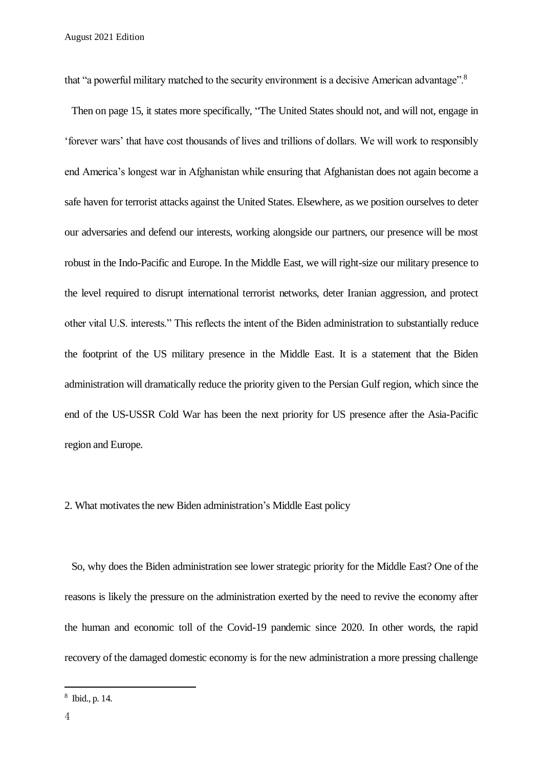that “a powerful military matched to the security environment is a decisive American advantage”.[8]

Then on page 15, it states more specifically, “The United States should not, and will not, engage in ‘forever wars’ that have cost thousands of lives and trillions of dollars. We will work to responsibly end America’s longest war in Afghanistan while ensuring that Afghanistan does not again become a safe haven for terrorist attacks against the United States. Elsewhere, as we position ourselves to deter our adversaries and defend our interests, working alongside our partners, our presence will be most robust in the Indo-Pacific and Europe. In the Middle East, we will right-size our military presence to the level required to disrupt international terrorist networks, deter Iranian aggression, and protect other vital U.S. interests.” This reflects the intent of the Biden administration to substantially reduce the footprint of the US military presence in the Middle East. It is a statement that the Biden administration will dramatically reduce the priority given to the Persian Gulf region, which since the end of the US-USSR Cold War has been the next priority for US presence after the Asia-Pacific region and Europe.

## 2. What motivates the new Biden administration’s Middle East policy

So, why does the Biden administration see lower strategic priority for the Middle East? One of the reasons is likely the pressure on the administration exerted by the need to revive the economy after the human and economic toll of the Covid-19 pandemic since 2020. In other words, the rapid recovery of the damaged domestic economy is for the new administration a more pressing challenge

[8] Ibid., p. 14.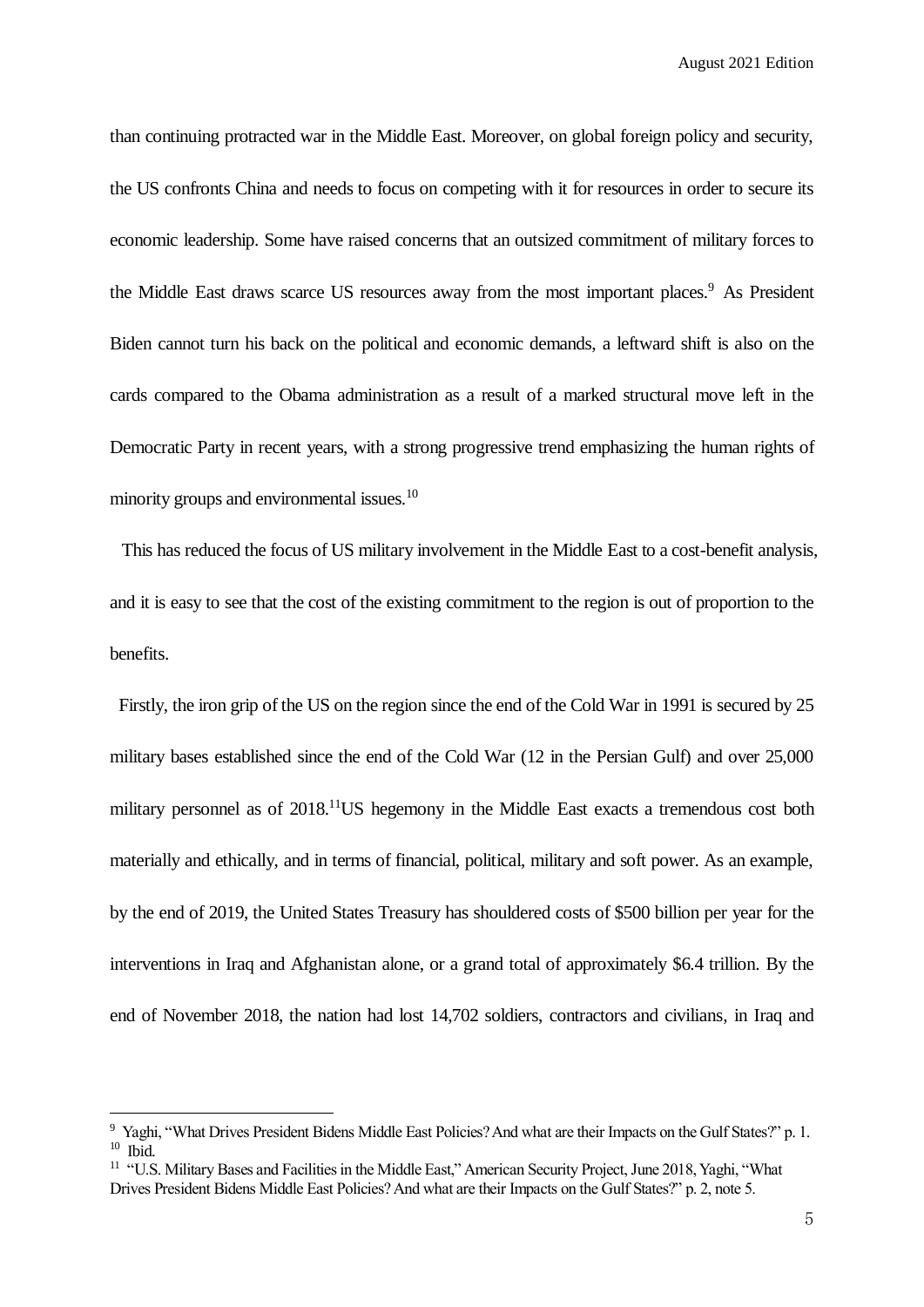than continuing protracted war in the Middle East. Moreover, on global foreign policy and security, the US confronts China and needs to focus on competing with it for resources in order to secure its economic leadership. Some have raised concerns that an outsized commitment of military forces to the Middle East draws scarce US resources away from the most important places.[9] As President Biden cannot turn his back on the political and economic demands, a leftward shift is also on the cards compared to the Obama administration as a result of a marked structural move left in the Democratic Party in recent years, with a strong progressive trend emphasizing the human rights of minority groups and environmental issues.[10]

This has reduced the focus of US military involvement in the Middle East to a cost-benefit analysis, and it is easy to see that the cost of the existing commitment to the region is out of proportion to the benefits.

Firstly, the iron grip of the US on the region since the end of the Cold War in 1991 is secured by 25 military bases established since the end of the Cold War (12 in the Persian Gulf) and over 25,000 military personnel as of 2018.[11]US hegemony in the Middle East exacts a tremendous cost both materially and ethically, and in terms of financial, political, military and soft power. As an example, by the end of 2019, the United States Treasury has shouldered costs of $500 billion per year for the interventions in Iraq and Afghanistan alone, or a grand total of approximately $6.4 trillion. By the end of November 2018, the nation had lost 14,702 soldiers, contractors and civilians, in Iraq and

---

[9] Yaghi, "What Drives President Bidens Middle East Policies? And what are their Impacts on the Gulf States?" p. 1.

[10] Ibid.

[11] "U.S. Military Bases and Facilities in the Middle East," American Security Project, June 2018, Yaghi, "What Drives President Bidens Middle East Policies? And what are their Impacts on the Gulf States?" p. 2, note 5.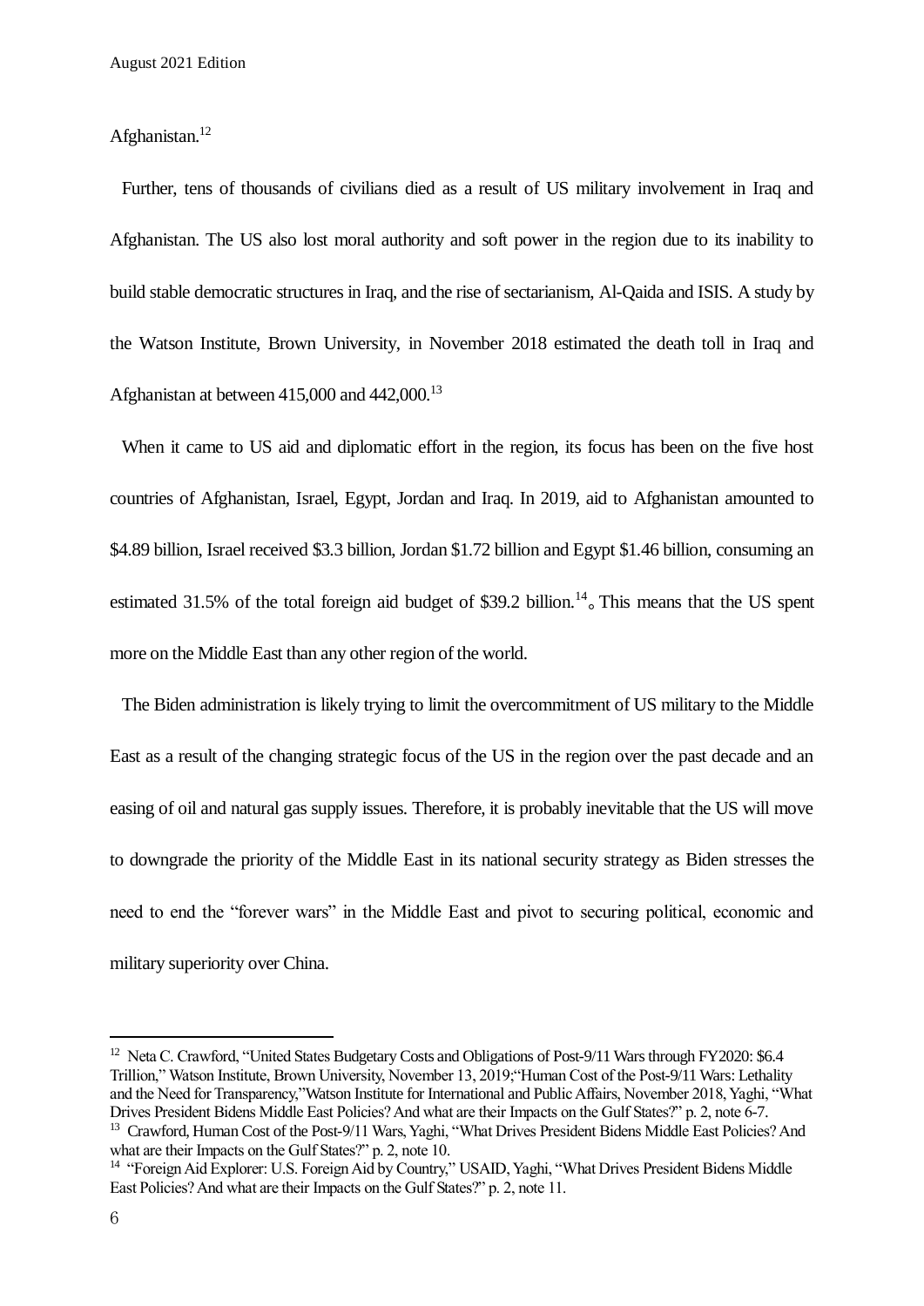Afghanistan.[12]

Further, tens of thousands of civilians died as a result of US military involvement in Iraq and Afghanistan. The US also lost moral authority and soft power in the region due to its inability to build stable democratic structures in Iraq, and the rise of sectarianism, Al-Qaida and ISIS. A study by the Watson Institute, Brown University, in November 2018 estimated the death toll in Iraq and Afghanistan at between 415,000 and 442,000.[13]

When it came to US aid and diplomatic effort in the region, its focus has been on the five host countries of Afghanistan, Israel, Egypt, Jordan and Iraq. In 2019, aid to Afghanistan amounted to $4.89 billion, Israel received $3.3 billion, Jordan $1.72 billion and Egypt $1.46 billion, consuming an estimated 31.5% of the total foreign aid budget of $39.2 billion.[14]。This means that the US spent more on the Middle East than any other region of the world.

The Biden administration is likely trying to limit the overcommitment of US military to the Middle East as a result of the changing strategic focus of the US in the region over the past decade and an easing of oil and natural gas supply issues. Therefore, it is probably inevitable that the US will move to downgrade the priority of the Middle East in its national security strategy as Biden stresses the need to end the "forever wars" in the Middle East and pivot to securing political, economic and military superiority over China.

---

[12] Neta C. Crawford, "United States Budgetary Costs and Obligations of Post-9/11 Wars through FY2020: $6.4 Trillion," Watson Institute, Brown University, November 13, 2019;"Human Cost of the Post-9/11 Wars: Lethality and the Need for Transparency,"Watson Institute for International and Public Affairs, November 2018, Yaghi, "What Drives President Bidens Middle East Policies? And what are their Impacts on the Gulf States?" p. 2, note 6-7.

[13] Crawford, Human Cost of the Post-9/11 Wars, Yaghi, "What Drives President Bidens Middle East Policies? And what are their Impacts on the Gulf States?" p. 2, note 10.

[14] "Foreign Aid Explorer: U.S. Foreign Aid by Country," USAID, Yaghi, "What Drives President Bidens Middle East Policies? And what are their Impacts on the Gulf States?" p. 2, note 11.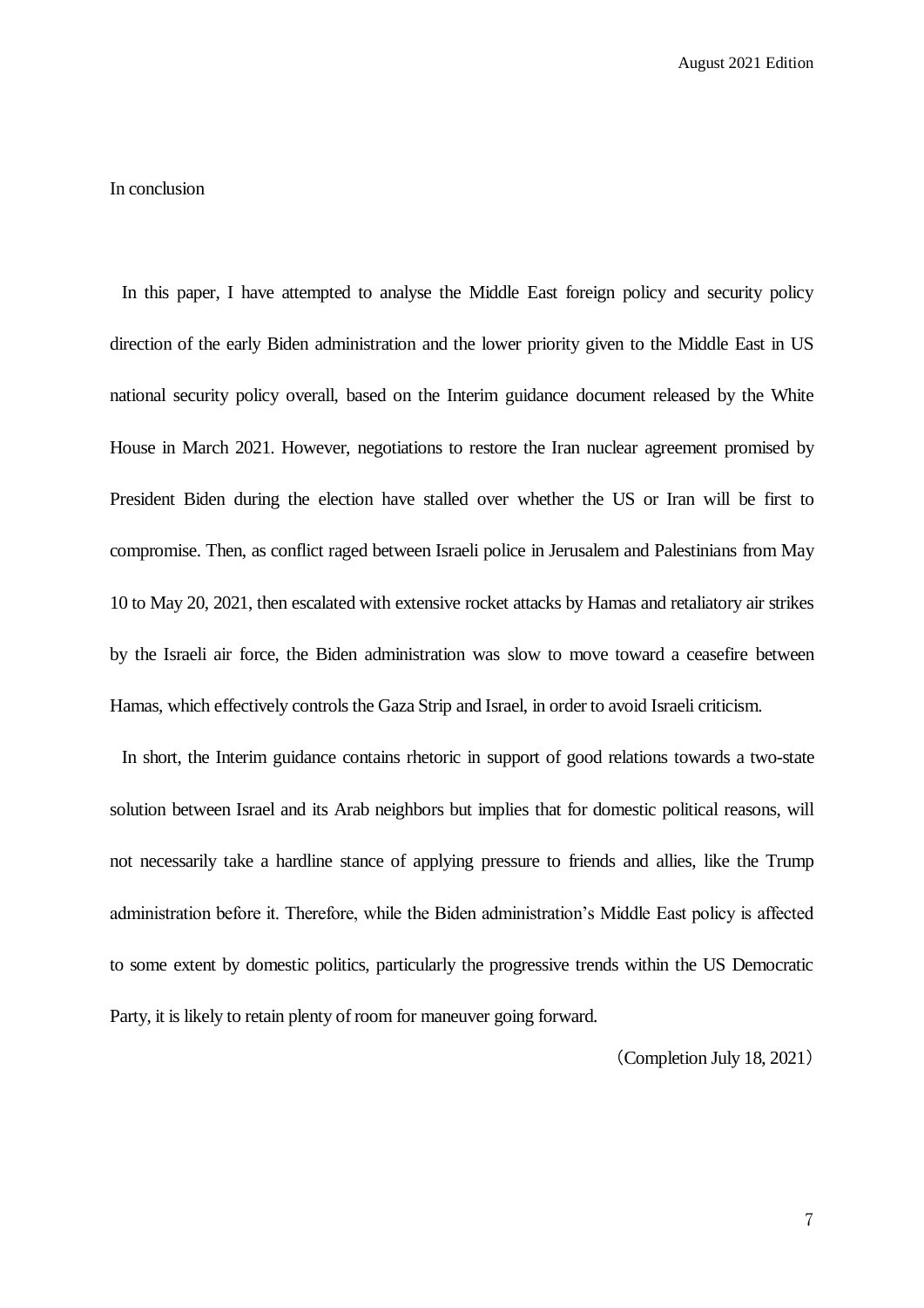## In conclusion

In this paper, I have attempted to analyse the Middle East foreign policy and security policy direction of the early Biden administration and the lower priority given to the Middle East in US national security policy overall, based on the Interim guidance document released by the White House in March 2021. However, negotiations to restore the Iran nuclear agreement promised by President Biden during the election have stalled over whether the US or Iran will be first to compromise. Then, as conflict raged between Israeli police in Jerusalem and Palestinians from May 10 to May 20, 2021, then escalated with extensive rocket attacks by Hamas and retaliatory air strikes by the Israeli air force, the Biden administration was slow to move toward a ceasefire between Hamas, which effectively controls the Gaza Strip and Israel, in order to avoid Israeli criticism.

In short, the Interim guidance contains rhetoric in support of good relations towards a two-state solution between Israel and its Arab neighbors but implies that for domestic political reasons, will not necessarily take a hardline stance of applying pressure to friends and allies, like the Trump administration before it. Therefore, while the Biden administration's Middle East policy is affected to some extent by domestic politics, particularly the progressive trends within the US Democratic Party, it is likely to retain plenty of room for maneuver going forward.

（Completion July 18, 2021）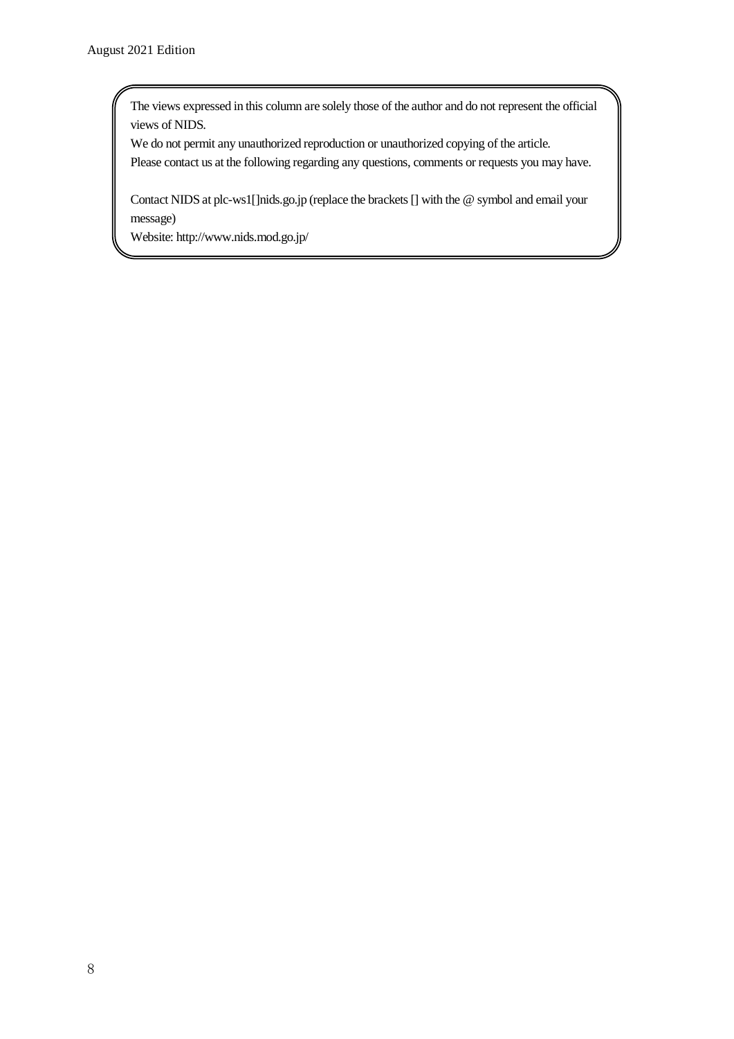The views expressed in this column are solely those of the author and do not represent the official views of NIDS.

We do not permit any unauthorized reproduction or unauthorized copying of the article.

Please contact us at the following regarding any questions, comments or requests you may have.

Contact NIDS at plc-ws1[]nids.go.jp (replace the brackets [] with the @ symbol and email your message)

Website: http://www.nids.mod.go.jp/